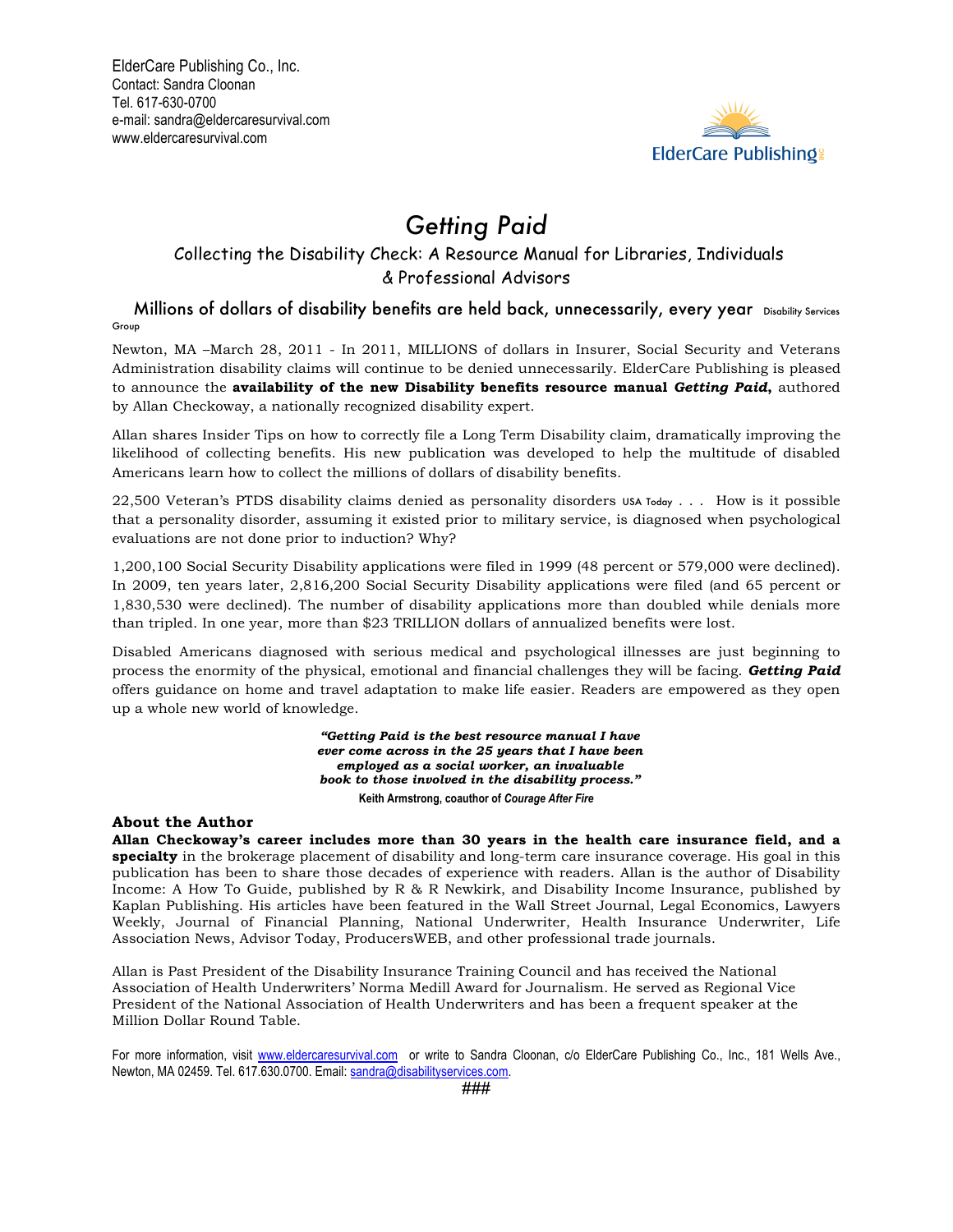ElderCare Publishing Co., Inc.
Contact: Sandra Cloonan
Tel. 617-630-0700
e-mail: sandra@eldercaresurvival.com
www.eldercaresurvival.com

ElderCare Publishing INC

# *Getting Paid*

## Collecting the Disability Check: A Resource Manual for Libraries, Individuals & Professional Advisors

### Millions of dollars of disability benefits are held back, unnecessarily, every year Disability Services Group

Newton, MA –March 28, 2011 - In 2011, MILLIONS of dollars in Insurer, Social Security and Veterans Administration disability claims will continue to be denied unnecessarily. ElderCare Publishing is pleased to announce the **availability of the new Disability benefits resource manual *Getting Paid*,** authored by Allan Checkoway, a nationally recognized disability expert.

Allan shares Insider Tips on how to correctly file a Long Term Disability claim, dramatically improving the likelihood of collecting benefits. His new publication was developed to help the multitude of disabled Americans learn how to collect the millions of dollars of disability benefits.

22,500 Veteran's PTDS disability claims denied as personality disorders USA Today . . . How is it possible that a personality disorder, assuming it existed prior to military service, is diagnosed when psychological evaluations are not done prior to induction? Why?

1,200,100 Social Security Disability applications were filed in 1999 (48 percent or 579,000 were declined). In 2009, ten years later, 2,816,200 Social Security Disability applications were filed (and 65 percent or 1,830,530 were declined). The number of disability applications more than doubled while denials more than tripled. In one year, more than $23 TRILLION dollars of annualized benefits were lost.

Disabled Americans diagnosed with serious medical and psychological illnesses are just beginning to process the enormity of the physical, emotional and financial challenges they will be facing. ***Getting Paid*** offers guidance on home and travel adaptation to make life easier. Readers are empowered as they open up a whole new world of knowledge.

> ***"Getting Paid is the best resource manual I have ever come across in the 25 years that I have been employed as a social worker, an invaluable book to those involved in the disability process."***
>
> **Keith Armstrong, coauthor of *Courage After Fire***

**About the Author**

**Allan Checkoway's career includes more than 30 years in the health care insurance field, and a specialty** in the brokerage placement of disability and long-term care insurance coverage. His goal in this publication has been to share those decades of experience with readers. Allan is the author of Disability Income: A How To Guide, published by R & R Newkirk, and Disability Income Insurance, published by Kaplan Publishing. His articles have been featured in the Wall Street Journal, Legal Economics, Lawyers Weekly, Journal of Financial Planning, National Underwriter, Health Insurance Underwriter, Life Association News, Advisor Today, ProducersWEB, and other professional trade journals.

Allan is Past President of the Disability Insurance Training Council and has received the National Association of Health Underwriters' Norma Medill Award for Journalism. He served as Regional Vice President of the National Association of Health Underwriters and has been a frequent speaker at the Million Dollar Round Table.

For more information, visit www.eldercaresurvival.com or write to Sandra Cloonan, c/o ElderCare Publishing Co., Inc., 181 Wells Ave., Newton, MA 02459. Tel. 617.630.0700. Email: sandra@disabilityservices.com.

###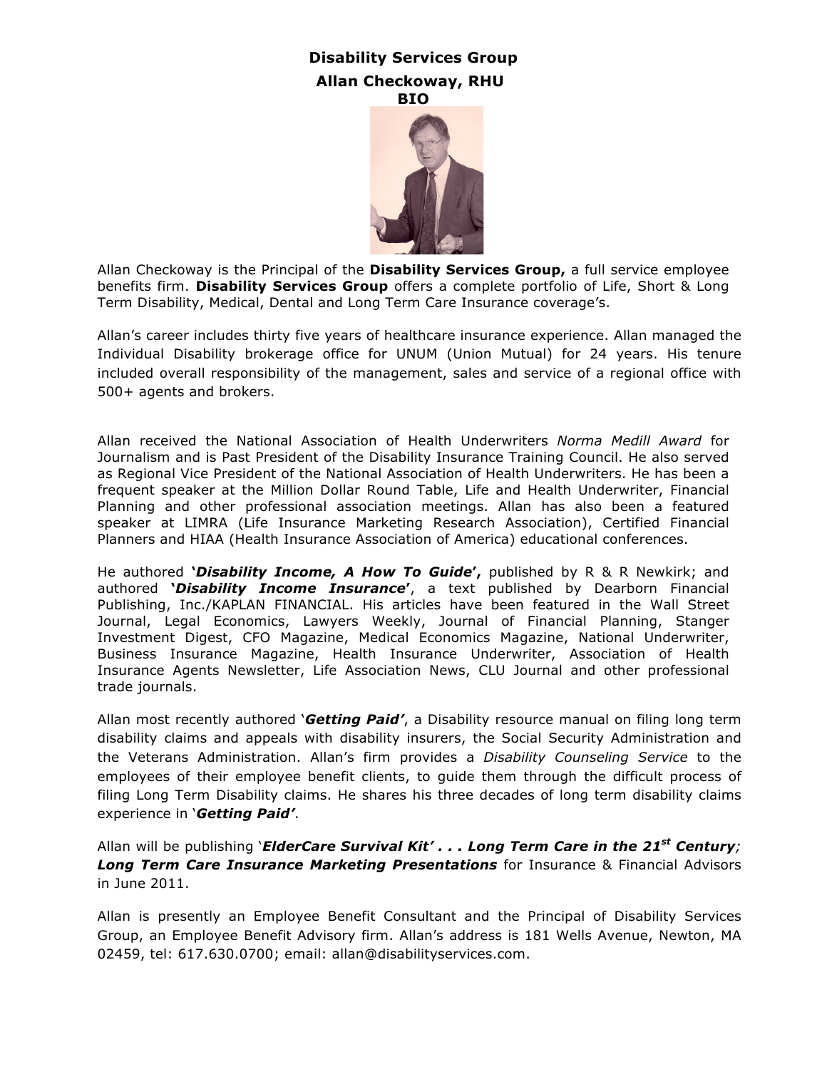**Disability Services Group**

**Allan Checkoway, RHU**

**BIO**

Allan Checkoway is the Principal of the **Disability Services Group,** a full service employee benefits firm. **Disability Services Group** offers a complete portfolio of Life, Short & Long Term Disability, Medical, Dental and Long Term Care Insurance coverage's.

Allan's career includes thirty five years of healthcare insurance experience. Allan managed the Individual Disability brokerage office for UNUM (Union Mutual) for 24 years. His tenure included overall responsibility of the management, sales and service of a regional office with 500+ agents and brokers.

Allan received the National Association of Health Underwriters *Norma Medill Award* for Journalism and is Past President of the Disability Insurance Training Council. He also served as Regional Vice President of the National Association of Health Underwriters. He has been a frequent speaker at the Million Dollar Round Table, Life and Health Underwriter, Financial Planning and other professional association meetings. Allan has also been a featured speaker at LIMRA (Life Insurance Marketing Research Association), Certified Financial Planners and HIAA (Health Insurance Association of America) educational conferences.

He authored ***'Disability Income, A How To Guide'*****,** published by R & R Newkirk; and authored ***'Disability Income Insurance'***, a text published by Dearborn Financial Publishing, Inc./KAPLAN FINANCIAL. His articles have been featured in the Wall Street Journal, Legal Economics, Lawyers Weekly, Journal of Financial Planning, Stanger Investment Digest, CFO Magazine, Medical Economics Magazine, National Underwriter, Business Insurance Magazine, Health Insurance Underwriter, Association of Health Insurance Agents Newsletter, Life Association News, CLU Journal and other professional trade journals.

Allan most recently authored '***Getting Paid'***, a Disability resource manual on filing long term disability claims and appeals with disability insurers, the Social Security Administration and the Veterans Administration. Allan's firm provides a *Disability Counseling Service* to the employees of their employee benefit clients, to guide them through the difficult process of filing Long Term Disability claims. He shares his three decades of long term disability claims experience in '***Getting Paid'***.

Allan will be publishing '***ElderCare Survival Kit' . . . Long Term Care in the 21st Century***; ***Long Term Care Insurance Marketing Presentations*** for Insurance & Financial Advisors in June 2011.

Allan is presently an Employee Benefit Consultant and the Principal of Disability Services Group, an Employee Benefit Advisory firm. Allan's address is 181 Wells Avenue, Newton, MA 02459, tel: 617.630.0700; email: allan@disabilityservices.com.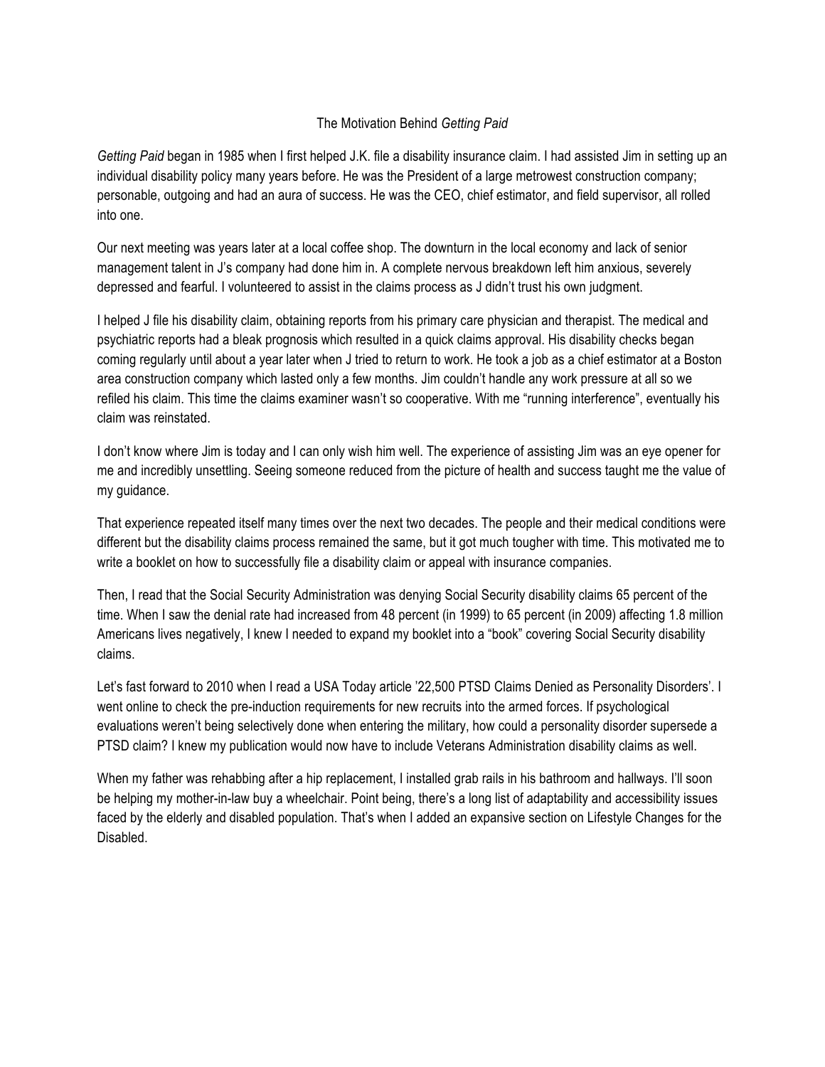## The Motivation Behind *Getting Paid*

*Getting Paid* began in 1985 when I first helped J.K. file a disability insurance claim. I had assisted Jim in setting up an individual disability policy many years before. He was the President of a large metrowest construction company; personable, outgoing and had an aura of success. He was the CEO, chief estimator, and field supervisor, all rolled into one.

Our next meeting was years later at a local coffee shop. The downturn in the local economy and lack of senior management talent in J's company had done him in. A complete nervous breakdown left him anxious, severely depressed and fearful. I volunteered to assist in the claims process as J didn't trust his own judgment.

I helped J file his disability claim, obtaining reports from his primary care physician and therapist. The medical and psychiatric reports had a bleak prognosis which resulted in a quick claims approval. His disability checks began coming regularly until about a year later when J tried to return to work. He took a job as a chief estimator at a Boston area construction company which lasted only a few months. Jim couldn't handle any work pressure at all so we refiled his claim. This time the claims examiner wasn't so cooperative. With me "running interference", eventually his claim was reinstated.

I don't know where Jim is today and I can only wish him well. The experience of assisting Jim was an eye opener for me and incredibly unsettling. Seeing someone reduced from the picture of health and success taught me the value of my guidance.

That experience repeated itself many times over the next two decades. The people and their medical conditions were different but the disability claims process remained the same, but it got much tougher with time. This motivated me to write a booklet on how to successfully file a disability claim or appeal with insurance companies.

Then, I read that the Social Security Administration was denying Social Security disability claims 65 percent of the time. When I saw the denial rate had increased from 48 percent (in 1999) to 65 percent (in 2009) affecting 1.8 million Americans lives negatively, I knew I needed to expand my booklet into a "book" covering Social Security disability claims.

Let's fast forward to 2010 when I read a USA Today article '22,500 PTSD Claims Denied as Personality Disorders'. I went online to check the pre-induction requirements for new recruits into the armed forces. If psychological evaluations weren't being selectively done when entering the military, how could a personality disorder supersede a PTSD claim? I knew my publication would now have to include Veterans Administration disability claims as well.

When my father was rehabbing after a hip replacement, I installed grab rails in his bathroom and hallways. I'll soon be helping my mother-in-law buy a wheelchair. Point being, there's a long list of adaptability and accessibility issues faced by the elderly and disabled population. That's when I added an expansive section on Lifestyle Changes for the Disabled.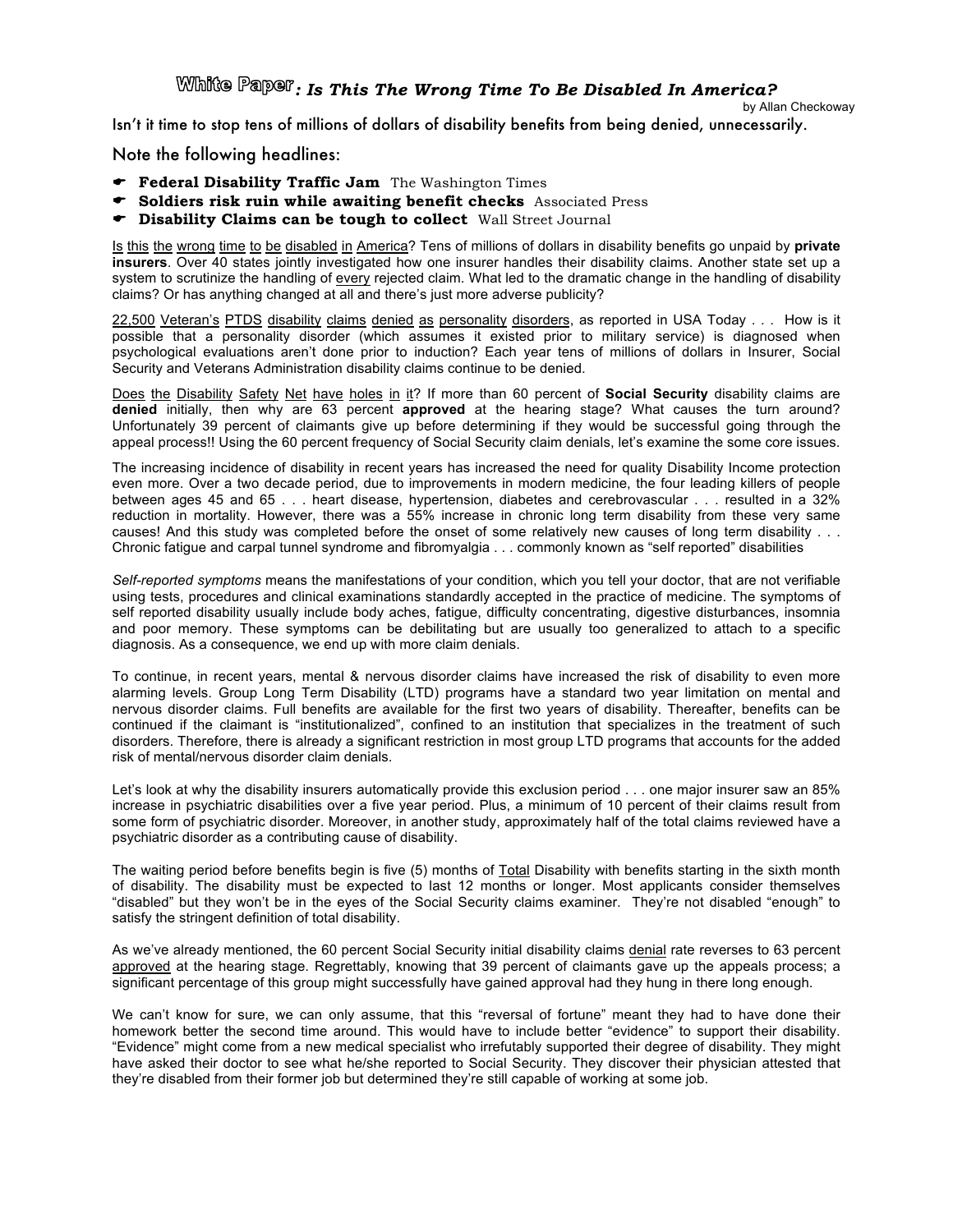# White Paper: *Is This The Wrong Time To Be Disabled In America?*

by Allan Checkoway

Isn't it time to stop tens of millions of dollars of disability benefits from being denied, unnecessarily.

Note the following headlines:

- **Federal Disability Traffic Jam** The Washington Times
- **Soldiers risk ruin while awaiting benefit checks** Associated Press
- **Disability Claims can be tough to collect** Wall Street Journal

Is this the wrong time to be disabled in America? Tens of millions of dollars in disability benefits go unpaid by **private insurers**. Over 40 states jointly investigated how one insurer handles their disability claims. Another state set up a system to scrutinize the handling of every rejected claim. What led to the dramatic change in the handling of disability claims? Or has anything changed at all and there's just more adverse publicity?

22,500 Veteran's PTDS disability claims denied as personality disorders, as reported in USA Today . . . How is it possible that a personality disorder (which assumes it existed prior to military service) is diagnosed when psychological evaluations aren't done prior to induction? Each year tens of millions of dollars in Insurer, Social Security and Veterans Administration disability claims continue to be denied.

Does the Disability Safety Net have holes in it? If more than 60 percent of **Social Security** disability claims are **denied** initially, then why are 63 percent **approved** at the hearing stage? What causes the turn around? Unfortunately 39 percent of claimants give up before determining if they would be successful going through the appeal process!! Using the 60 percent frequency of Social Security claim denials, let's examine the some core issues.

The increasing incidence of disability in recent years has increased the need for quality Disability Income protection even more. Over a two decade period, due to improvements in modern medicine, the four leading killers of people between ages 45 and 65 . . . heart disease, hypertension, diabetes and cerebrovascular . . . resulted in a 32% reduction in mortality. However, there was a 55% increase in chronic long term disability from these very same causes! And this study was completed before the onset of some relatively new causes of long term disability . . . Chronic fatigue and carpal tunnel syndrome and fibromyalgia . . . commonly known as "self reported" disabilities

*Self-reported symptoms* means the manifestations of your condition, which you tell your doctor, that are not verifiable using tests, procedures and clinical examinations standardly accepted in the practice of medicine. The symptoms of self reported disability usually include body aches, fatigue, difficulty concentrating, digestive disturbances, insomnia and poor memory. These symptoms can be debilitating but are usually too generalized to attach to a specific diagnosis. As a consequence, we end up with more claim denials.

To continue, in recent years, mental & nervous disorder claims have increased the risk of disability to even more alarming levels. Group Long Term Disability (LTD) programs have a standard two year limitation on mental and nervous disorder claims. Full benefits are available for the first two years of disability. Thereafter, benefits can be continued if the claimant is "institutionalized", confined to an institution that specializes in the treatment of such disorders. Therefore, there is already a significant restriction in most group LTD programs that accounts for the added risk of mental/nervous disorder claim denials.

Let's look at why the disability insurers automatically provide this exclusion period . . . one major insurer saw an 85% increase in psychiatric disabilities over a five year period. Plus, a minimum of 10 percent of their claims result from some form of psychiatric disorder. Moreover, in another study, approximately half of the total claims reviewed have a psychiatric disorder as a contributing cause of disability.

The waiting period before benefits begin is five (5) months of Total Disability with benefits starting in the sixth month of disability. The disability must be expected to last 12 months or longer. Most applicants consider themselves "disabled" but they won't be in the eyes of the Social Security claims examiner. They're not disabled "enough" to satisfy the stringent definition of total disability.

As we've already mentioned, the 60 percent Social Security initial disability claims denial rate reverses to 63 percent approved at the hearing stage. Regrettably, knowing that 39 percent of claimants gave up the appeals process; a significant percentage of this group might successfully have gained approval had they hung in there long enough.

We can't know for sure, we can only assume, that this "reversal of fortune" meant they had to have done their homework better the second time around. This would have to include better "evidence" to support their disability. "Evidence" might come from a new medical specialist who irrefutably supported their degree of disability. They might have asked their doctor to see what he/she reported to Social Security. They discover their physician attested that they're disabled from their former job but determined they're still capable of working at some job.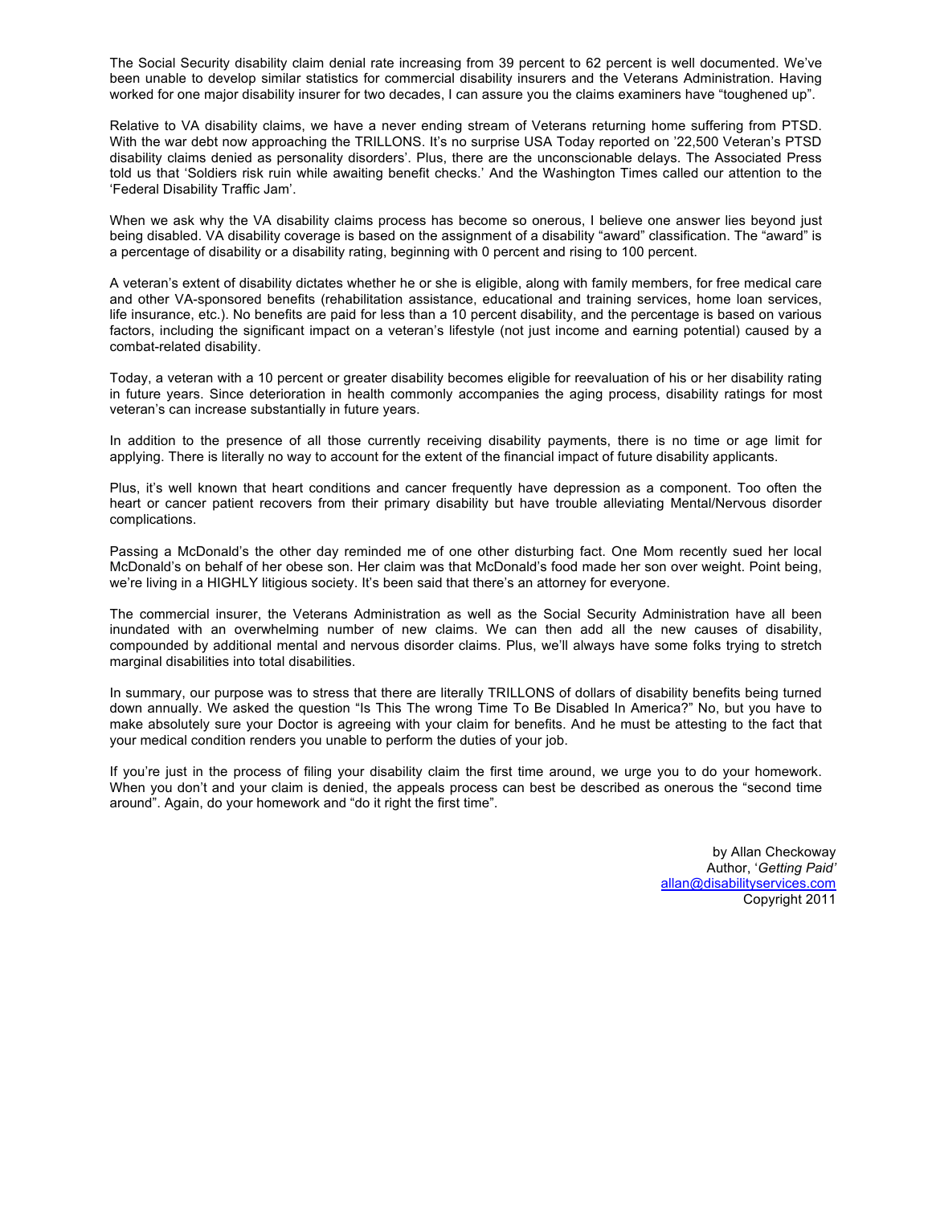The Social Security disability claim denial rate increasing from 39 percent to 62 percent is well documented. We've been unable to develop similar statistics for commercial disability insurers and the Veterans Administration. Having worked for one major disability insurer for two decades, I can assure you the claims examiners have "toughened up".

Relative to VA disability claims, we have a never ending stream of Veterans returning home suffering from PTSD. With the war debt now approaching the TRILLONS. It's no surprise USA Today reported on '22,500 Veteran's PTSD disability claims denied as personality disorders'. Plus, there are the unconscionable delays. The Associated Press told us that 'Soldiers risk ruin while awaiting benefit checks.' And the Washington Times called our attention to the 'Federal Disability Traffic Jam'.

When we ask why the VA disability claims process has become so onerous, I believe one answer lies beyond just being disabled. VA disability coverage is based on the assignment of a disability "award" classification. The "award" is a percentage of disability or a disability rating, beginning with 0 percent and rising to 100 percent.

A veteran's extent of disability dictates whether he or she is eligible, along with family members, for free medical care and other VA-sponsored benefits (rehabilitation assistance, educational and training services, home loan services, life insurance, etc.). No benefits are paid for less than a 10 percent disability, and the percentage is based on various factors, including the significant impact on a veteran's lifestyle (not just income and earning potential) caused by a combat-related disability.

Today, a veteran with a 10 percent or greater disability becomes eligible for reevaluation of his or her disability rating in future years. Since deterioration in health commonly accompanies the aging process, disability ratings for most veteran's can increase substantially in future years.

In addition to the presence of all those currently receiving disability payments, there is no time or age limit for applying. There is literally no way to account for the extent of the financial impact of future disability applicants.

Plus, it's well known that heart conditions and cancer frequently have depression as a component. Too often the heart or cancer patient recovers from their primary disability but have trouble alleviating Mental/Nervous disorder complications.

Passing a McDonald's the other day reminded me of one other disturbing fact. One Mom recently sued her local McDonald's on behalf of her obese son. Her claim was that McDonald's food made her son over weight. Point being, we're living in a HIGHLY litigious society. It's been said that there's an attorney for everyone.

The commercial insurer, the Veterans Administration as well as the Social Security Administration have all been inundated with an overwhelming number of new claims. We can then add all the new causes of disability, compounded by additional mental and nervous disorder claims. Plus, we'll always have some folks trying to stretch marginal disabilities into total disabilities.

In summary, our purpose was to stress that there are literally TRILLONS of dollars of disability benefits being turned down annually. We asked the question "Is This The wrong Time To Be Disabled In America?" No, but you have to make absolutely sure your Doctor is agreeing with your claim for benefits. And he must be attesting to the fact that your medical condition renders you unable to perform the duties of your job.

If you're just in the process of filing your disability claim the first time around, we urge you to do your homework. When you don't and your claim is denied, the appeals process can best be described as onerous the "second time around". Again, do your homework and "do it right the first time".

by Allan Checkoway
Author, '*Getting Paid'*
allan@disabilityservices.com
Copyright 2011